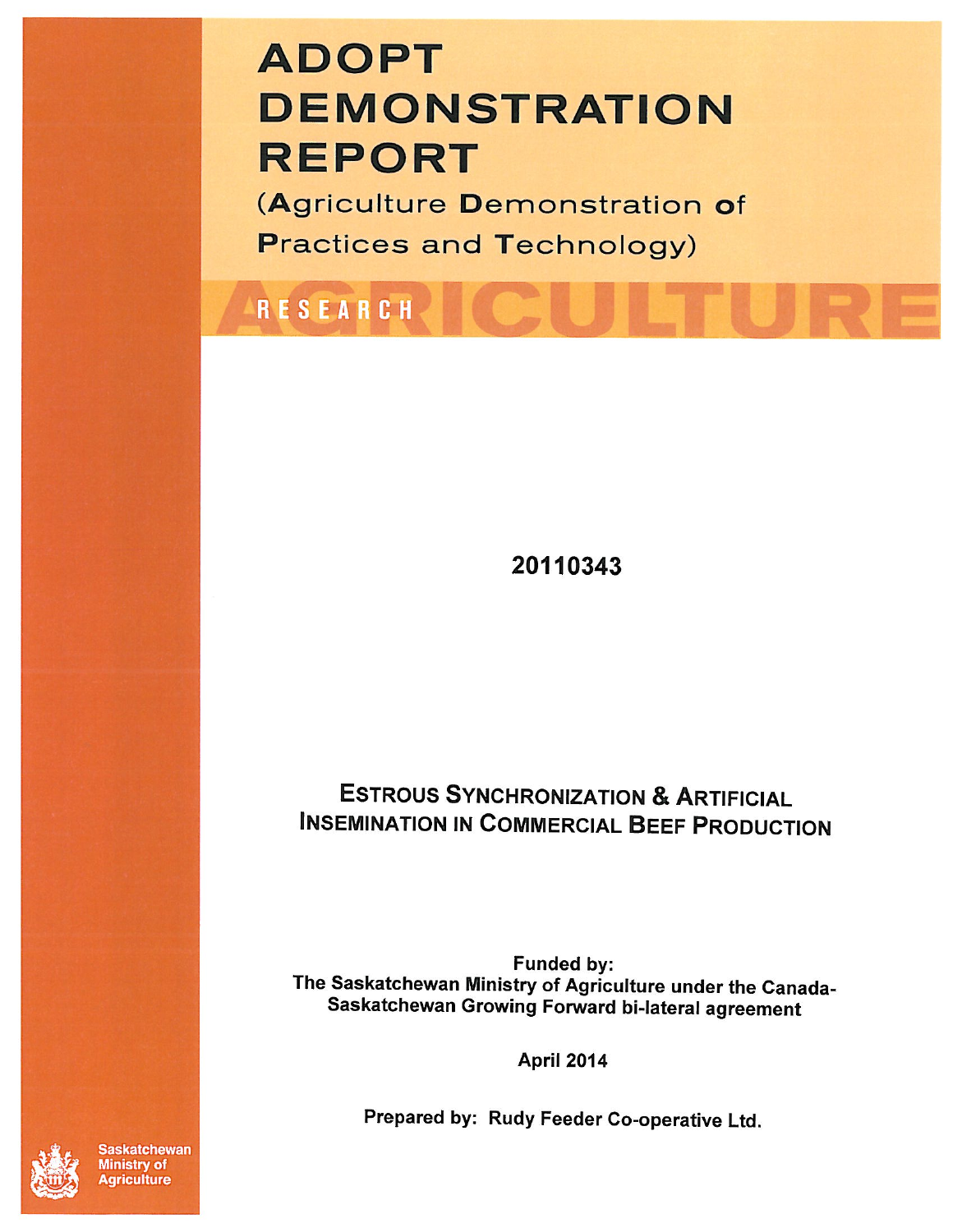# ADOPT DEMONSTRATION REPORT

(Agriculture Demonstration of Practices and Technology)

RESEARCH

AGRICULTURE

**20110343**

## Estrous Synchronization & Artificial Insemination in Commercial Beef Production

**Funded by:**
**The Saskatchewan Ministry of Agriculture under the Canada-Saskatchewan Growing Forward bi-lateral agreement**

**April 2014**

**Prepared by: Rudy Feeder Co-operative Ltd.**

Saskatchewan Ministry of Agriculture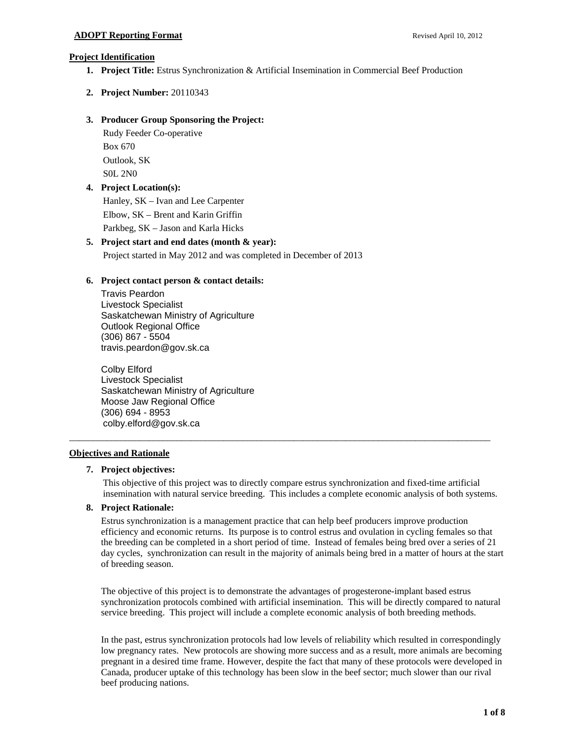**ADOPT Reporting Format** Revised April 10, 2012

## Project Identification

1. **Project Title:** Estrus Synchronization & Artificial Insemination in Commercial Beef Production

2. **Project Number:** 20110343

3. **Producer Group Sponsoring the Project:**

   Rudy Feeder Co-operative
   Box 670
   Outlook, SK
   S0L 2N0

4. **Project Location(s):**

   Hanley, SK – Ivan and Lee Carpenter
   Elbow, SK – Brent and Karin Griffin
   Parkbeg, SK – Jason and Karla Hicks

5. **Project start and end dates (month & year):**

   Project started in May 2012 and was completed in December of 2013

6. **Project contact person & contact details:**

   Travis Peardon
   Livestock Specialist
   Saskatchewan Ministry of Agriculture
   Outlook Regional Office
   (306) 867 - 5504
   travis.peardon@gov.sk.ca

   Colby Elford
   Livestock Specialist
   Saskatchewan Ministry of Agriculture
   Moose Jaw Regional Office
   (306) 694 - 8953
   colby.elford@gov.sk.ca

---

## Objectives and Rationale

7. **Project objectives:**

   This objective of this project was to directly compare estrus synchronization and fixed-time artificial insemination with natural service breeding. This includes a complete economic analysis of both systems.

8. **Project Rationale:**

   Estrus synchronization is a management practice that can help beef producers improve production efficiency and economic returns. Its purpose is to control estrus and ovulation in cycling females so that the breeding can be completed in a short period of time. Instead of females being bred over a series of 21 day cycles, synchronization can result in the majority of animals being bred in a matter of hours at the start of breeding season.

   The objective of this project is to demonstrate the advantages of progesterone-implant based estrus synchronization protocols combined with artificial insemination. This will be directly compared to natural service breeding. This project will include a complete economic analysis of both breeding methods.

   In the past, estrus synchronization protocols had low levels of reliability which resulted in correspondingly low pregnancy rates. New protocols are showing more success and as a result, more animals are becoming pregnant in a desired time frame. However, despite the fact that many of these protocols were developed in Canada, producer uptake of this technology has been slow in the beef sector; much slower than our rival beef producing nations.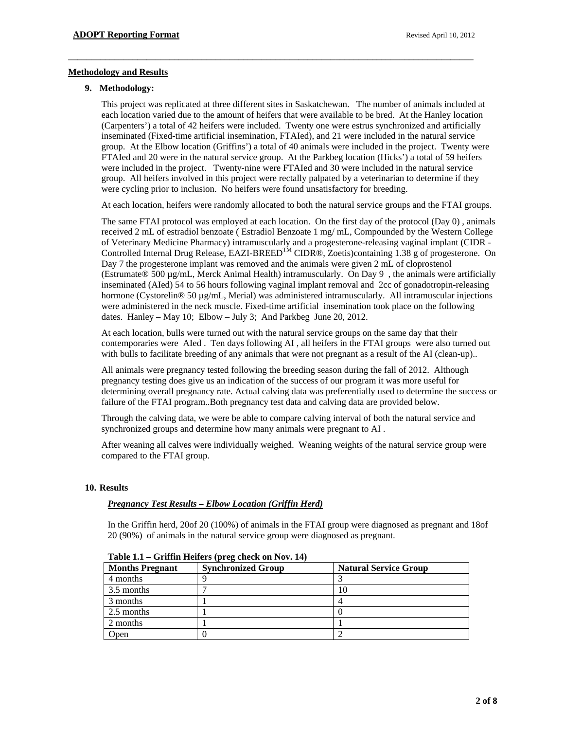## Methodology and Results

### 9. Methodology:

This project was replicated at three different sites in Saskatchewan. The number of animals included at each location varied due to the amount of heifers that were available to be bred. At the Hanley location (Carpenters') a total of 42 heifers were included. Twenty one were estrus synchronized and artificially inseminated (Fixed-time artificial insemination, FTAIed), and 21 were included in the natural service group. At the Elbow location (Griffins') a total of 40 animals were included in the project. Twenty were FTAIed and 20 were in the natural service group. At the Parkbeg location (Hicks') a total of 59 heifers were included in the project. Twenty-nine were FTAIed and 30 were included in the natural service group. All heifers involved in this project were rectally palpated by a veterinarian to determine if they were cycling prior to inclusion. No heifers were found unsatisfactory for breeding.

At each location, heifers were randomly allocated to both the natural service groups and the FTAI groups.

The same FTAI protocol was employed at each location. On the first day of the protocol (Day 0) , animals received 2 mL of estradiol benzoate ( Estradiol Benzoate 1 mg/ mL, Compounded by the Western College of Veterinary Medicine Pharmacy) intramuscularly and a progesterone-releasing vaginal implant (CIDR - Controlled Internal Drug Release, EAZI-BREED™ CIDR®, Zoetis)containing 1.38 g of progesterone. On Day 7 the progesterone implant was removed and the animals were given 2 mL of cloprostenol (Estrumate® 500 µg/mL, Merck Animal Health) intramuscularly. On Day 9 , the animals were artificially inseminated (AIed) 54 to 56 hours following vaginal implant removal and 2cc of gonadotropin-releasing hormone (Cystorelin® 50 µg/mL, Merial) was administered intramuscularly. All intramuscular injections were administered in the neck muscle. Fixed-time artificial insemination took place on the following dates. Hanley – May 10; Elbow – July 3; And Parkbeg June 20, 2012.

At each location, bulls were turned out with the natural service groups on the same day that their contemporaries were AIed . Ten days following AI , all heifers in the FTAI groups were also turned out with bulls to facilitate breeding of any animals that were not pregnant as a result of the AI (clean-up)..

All animals were pregnancy tested following the breeding season during the fall of 2012. Although pregnancy testing does give us an indication of the success of our program it was more useful for determining overall pregnancy rate. Actual calving data was preferentially used to determine the success or failure of the FTAI program..Both pregnancy test data and calving data are provided below.

Through the calving data, we were be able to compare calving interval of both the natural service and synchronized groups and determine how many animals were pregnant to AI .

After weaning all calves were individually weighed. Weaning weights of the natural service group were compared to the FTAI group.

### 10. Results

***Pregnancy Test Results – Elbow Location (Griffin Herd)***

In the Griffin herd, 20of 20 (100%) of animals in the FTAI group were diagnosed as pregnant and 18of 20 (90%) of animals in the natural service group were diagnosed as pregnant.

**Table 1.1 – Griffin Heifers (preg check on Nov. 14)**

| Months Pregnant | Synchronized Group | Natural Service Group |
|---|---|---|
| 4 months | 9 | 3 |
| 3.5 months | 7 | 10 |
| 3 months | 1 | 4 |
| 2.5 months | 1 | 0 |
| 2 months | 1 | 1 |
| Open | 0 | 2 |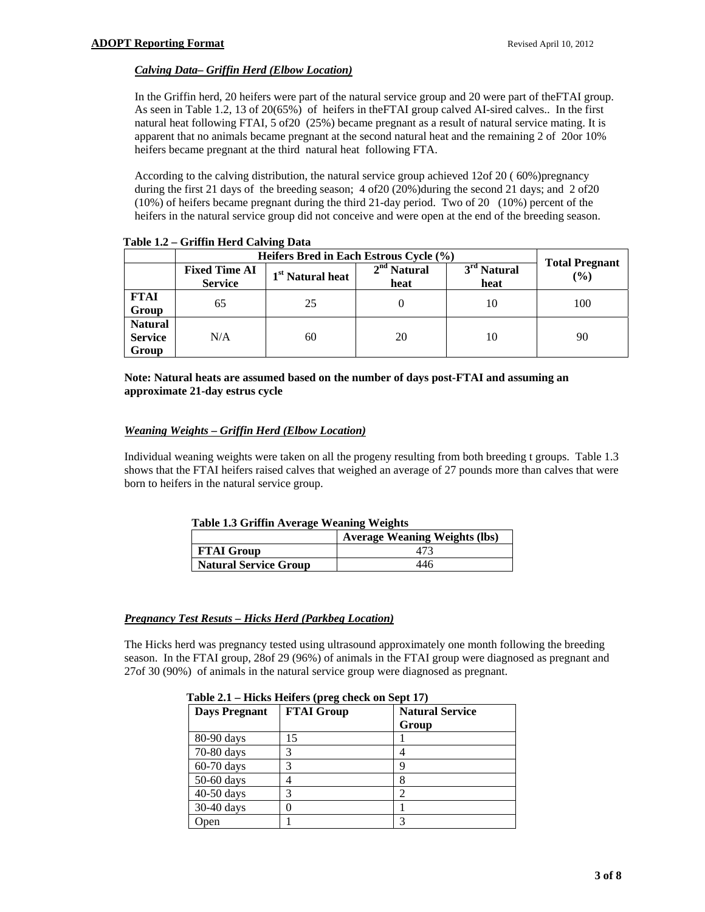### *Calving Data– Griffin Herd (Elbow Location)*

In the Griffin herd, 20 heifers were part of the natural service group and 20 were part of theFTAI group. As seen in Table 1.2, 13 of 20(65%) of heifers in theFTAI group calved AI-sired calves.. In the first natural heat following FTAI, 5 of20 (25%) became pregnant as a result of natural service mating. It is apparent that no animals became pregnant at the second natural heat and the remaining 2 of 20or 10% heifers became pregnant at the third natural heat following FTA.

According to the calving distribution, the natural service group achieved 12of 20 ( 60%)pregnancy during the first 21 days of the breeding season; 4 of20 (20%)during the second 21 days; and 2 of20 (10%) of heifers became pregnant during the third 21-day period. Two of 20 (10%) percent of the heifers in the natural service group did not conceive and were open at the end of the breeding season.

**Table 1.2 – Griffin Herd Calving Data**

| | Heifers Bred in Each Estrous Cycle (%) | | | | Total Pregnant (%) |
|---|---|---|---|---|---|
| | Fixed Time AI Service | 1st Natural heat | 2nd Natural heat | 3rd Natural heat | |
| **FTAI Group** | 65 | 25 | 0 | 10 | 100 |
| **Natural Service Group** | N/A | 60 | 20 | 10 | 90 |

**Note: Natural heats are assumed based on the number of days post-FTAI and assuming an approximate 21-day estrus cycle**

### *Weaning Weights – Griffin Herd (Elbow Location)*

Individual weaning weights were taken on all the progeny resulting from both breeding t groups. Table 1.3 shows that the FTAI heifers raised calves that weighed an average of 27 pounds more than calves that were born to heifers in the natural service group.

**Table 1.3 Griffin Average Weaning Weights**

| | Average Weaning Weights (lbs) |
|---|---|
| **FTAI Group** | 473 |
| **Natural Service Group** | 446 |

### *Pregnancy Test Resuts – Hicks Herd (Parkbeg Location)*

The Hicks herd was pregnancy tested using ultrasound approximately one month following the breeding season. In the FTAI group, 28of 29 (96%) of animals in the FTAI group were diagnosed as pregnant and 27of 30 (90%) of animals in the natural service group were diagnosed as pregnant.

**Table 2.1 – Hicks Heifers (preg check on Sept 17)**

| Days Pregnant | FTAI Group | Natural Service Group |
|---|---|---|
| 80-90 days | 15 | 1 |
| 70-80 days | 3 | 4 |
| 60-70 days | 3 | 9 |
| 50-60 days | 4 | 8 |
| 40-50 days | 3 | 2 |
| 30-40 days | 0 | 1 |
| Open | 1 | 3 |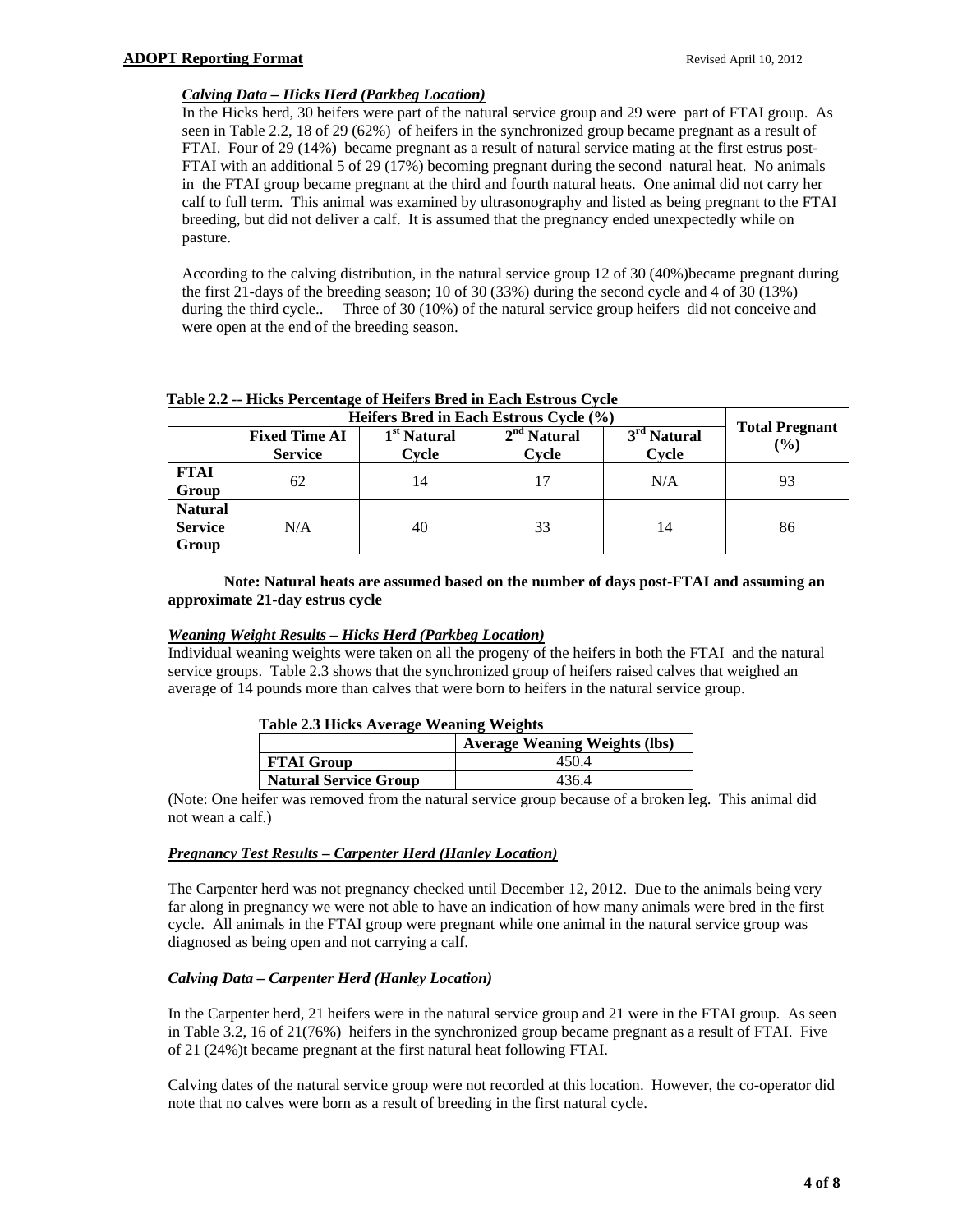***Calving Data – Hicks Herd (Parkbeg Location)***

In the Hicks herd, 30 heifers were part of the natural service group and 29 were part of FTAI group. As seen in Table 2.2, 18 of 29 (62%) of heifers in the synchronized group became pregnant as a result of FTAI. Four of 29 (14%) became pregnant as a result of natural service mating at the first estrus post-FTAI with an additional 5 of 29 (17%) becoming pregnant during the second natural heat. No animals in the FTAI group became pregnant at the third and fourth natural heats. One animal did not carry her calf to full term. This animal was examined by ultrasonography and listed as being pregnant to the FTAI breeding, but did not deliver a calf. It is assumed that the pregnancy ended unexpectedly while on pasture.

According to the calving distribution, in the natural service group 12 of 30 (40%)became pregnant during the first 21-days of the breeding season; 10 of 30 (33%) during the second cycle and 4 of 30 (13%) during the third cycle.. Three of 30 (10%) of the natural service group heifers did not conceive and were open at the end of the breeding season.

**Table 2.2 -- Hicks Percentage of Heifers Bred in Each Estrous Cycle**

| | Heifers Bred in Each Estrous Cycle (%) | | | | Total Pregnant (%) |
|---|---|---|---|---|---|
| | Fixed Time AI Service | 1st Natural Cycle | 2nd Natural Cycle | 3rd Natural Cycle | |
| **FTAI Group** | 62 | 14 | 17 | N/A | 93 |
| **Natural Service Group** | N/A | 40 | 33 | 14 | 86 |

**Note: Natural heats are assumed based on the number of days post-FTAI and assuming an approximate 21-day estrus cycle**

***Weaning Weight Results – Hicks Herd (Parkbeg Location)***

Individual weaning weights were taken on all the progeny of the heifers in both the FTAI and the natural service groups. Table 2.3 shows that the synchronized group of heifers raised calves that weighed an average of 14 pounds more than calves that were born to heifers in the natural service group.

**Table 2.3 Hicks Average Weaning Weights**

| | Average Weaning Weights (lbs) |
|---|---|
| **FTAI Group** | 450.4 |
| **Natural Service Group** | 436.4 |

(Note: One heifer was removed from the natural service group because of a broken leg. This animal did not wean a calf.)

***Pregnancy Test Results – Carpenter Herd (Hanley Location)***

The Carpenter herd was not pregnancy checked until December 12, 2012. Due to the animals being very far along in pregnancy we were not able to have an indication of how many animals were bred in the first cycle. All animals in the FTAI group were pregnant while one animal in the natural service group was diagnosed as being open and not carrying a calf.

***Calving Data – Carpenter Herd (Hanley Location)***

In the Carpenter herd, 21 heifers were in the natural service group and 21 were in the FTAI group. As seen in Table 3.2, 16 of 21(76%) heifers in the synchronized group became pregnant as a result of FTAI. Five of 21 (24%)t became pregnant at the first natural heat following FTAI.

Calving dates of the natural service group were not recorded at this location. However, the co-operator did note that no calves were born as a result of breeding in the first natural cycle.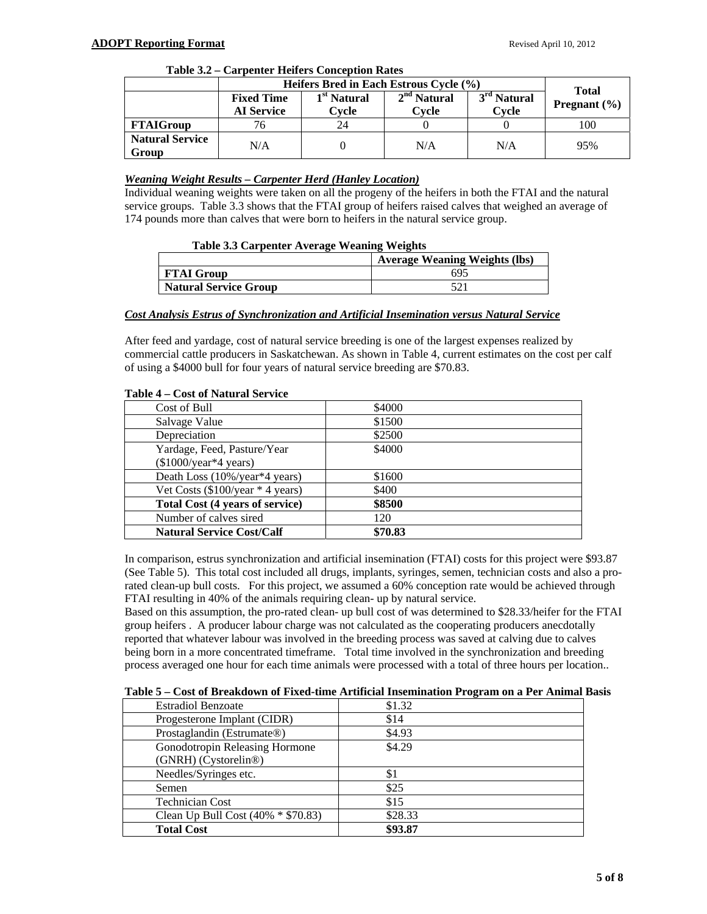**Table 3.2 – Carpenter Heifers Conception Rates**

| | Heifers Bred in Each Estrous Cycle (%) | | | | Total Pregnant (%) |
|---|---|---|---|---|---|
| | Fixed Time AI Service | 1st Natural Cycle | 2nd Natural Cycle | 3rd Natural Cycle | |
| **FTAIGroup** | 76 | 24 | 0 | 0 | 100 |
| **Natural Service Group** | N/A | 0 | N/A | N/A | 95% |

***Weaning Weight Results – Carpenter Herd (Hanley Location)***

Individual weaning weights were taken on all the progeny of the heifers in both the FTAI and the natural service groups. Table 3.3 shows that the FTAI group of heifers raised calves that weighed an average of 174 pounds more than calves that were born to heifers in the natural service group.

**Table 3.3 Carpenter Average Weaning Weights**

| | Average Weaning Weights (lbs) |
|---|---|
| **FTAI Group** | 695 |
| **Natural Service Group** | 521 |

***Cost Analysis Estrus of Synchronization and Artificial Insemination versus Natural Service***

After feed and yardage, cost of natural service breeding is one of the largest expenses realized by commercial cattle producers in Saskatchewan. As shown in Table 4, current estimates on the cost per calf of using a $4000 bull for four years of natural service breeding are $70.83.

**Table 4 – Cost of Natural Service**

| | |
|---|---|
| Cost of Bull | $4000 |
| Salvage Value | $1500 |
| Depreciation | $2500 |
| Yardage, Feed, Pasture/Year ($1000/year*4 years) | $4000 |
| Death Loss (10%/year*4 years) | $1600 |
| Vet Costs ($100/year * 4 years) | $400 |
| **Total Cost (4 years of service)** | **$8500** |
| Number of calves sired | 120 |
| **Natural Service Cost/Calf** | **$70.83** |

In comparison, estrus synchronization and artificial insemination (FTAI) costs for this project were $93.87 (See Table 5). This total cost included all drugs, implants, syringes, semen, technician costs and also a pro-rated clean-up bull costs. For this project, we assumed a 60% conception rate would be achieved through FTAI resulting in 40% of the animals requiring clean- up by natural service.

Based on this assumption, the pro-rated clean- up bull cost of was determined to $28.33/heifer for the FTAI group heifers . A producer labour charge was not calculated as the cooperating producers anecdotally reported that whatever labour was involved in the breeding process was saved at calving due to calves being born in a more concentrated timeframe. Total time involved in the synchronization and breeding process averaged one hour for each time animals were processed with a total of three hours per location..

**Table 5 – Cost of Breakdown of Fixed-time Artificial Insemination Program on a Per Animal Basis**

| | |
|---|---|
| Estradiol Benzoate | $1.32 |
| Progesterone Implant (CIDR) | $14 |
| Prostaglandin (Estrumate®) | $4.93 |
| Gonodotropin Releasing Hormone (GNRH) (Cystorelin®) | $4.29 |
| Needles/Syringes etc. | $1 |
| Semen | $25 |
| Technician Cost | $15 |
| Clean Up Bull Cost (40% * $70.83) | $28.33 |
| **Total Cost** | **$93.87** |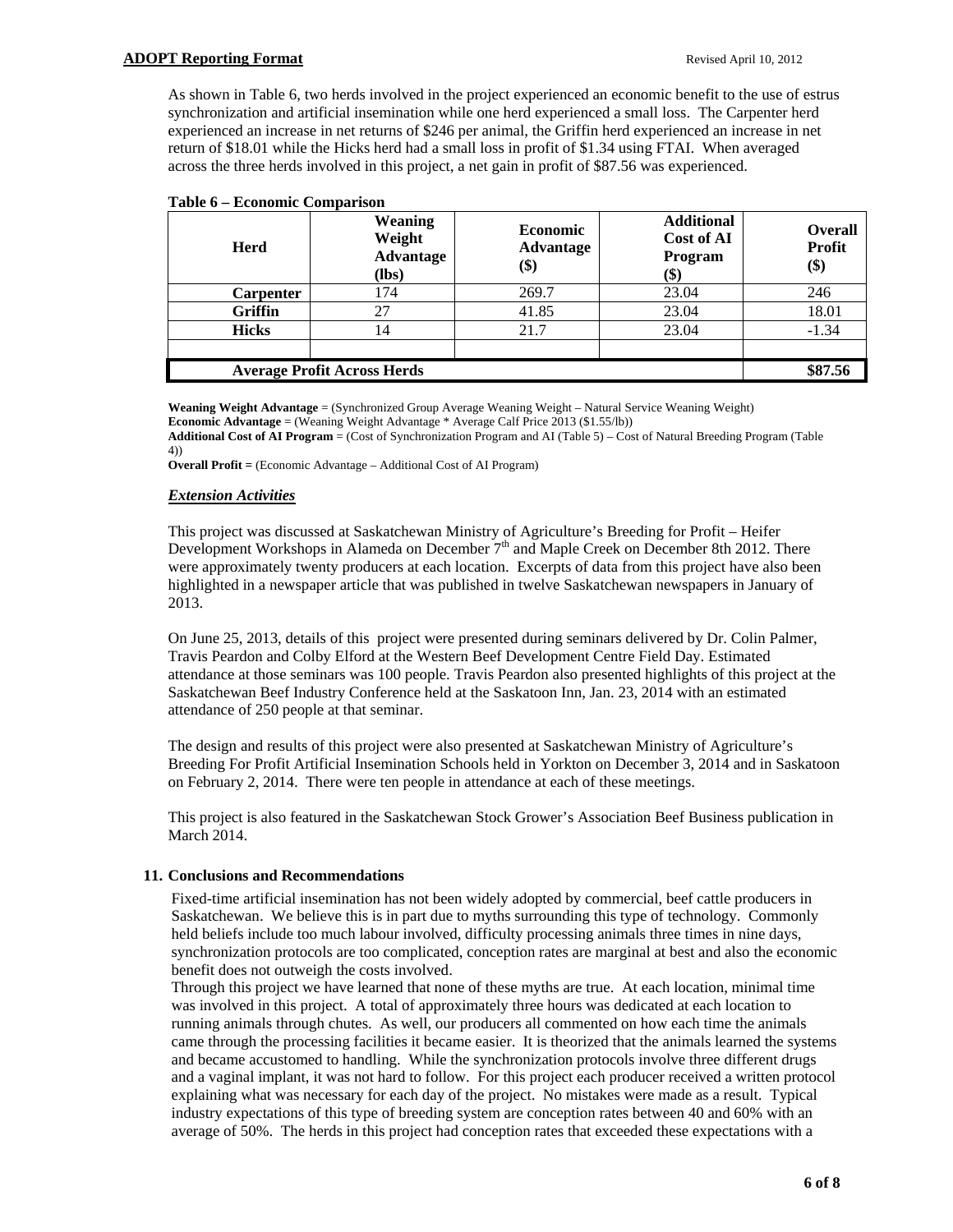As shown in Table 6, two herds involved in the project experienced an economic benefit to the use of estrus synchronization and artificial insemination while one herd experienced a small loss. The Carpenter herd experienced an increase in net returns of $246 per animal, the Griffin herd experienced an increase in net return of $18.01 while the Hicks herd had a small loss in profit of $1.34 using FTAI. When averaged across the three herds involved in this project, a net gain in profit of $87.56 was experienced.

**Table 6 – Economic Comparison**

| Herd | Weaning Weight Advantage (lbs) | Economic Advantage ($) | Additional Cost of AI Program ($) | Overall Profit ($) |
|---|---|---|---|---|
| **Carpenter** | 174 | 269.7 | 23.04 | 246 |
| **Griffin** | 27 | 41.85 | 23.04 | 18.01 |
| **Hicks** | 14 | 21.7 | 23.04 | -1.34 |
| | | | | |
| **Average Profit Across Herds** | | | | **$87.56** |

**Weaning Weight Advantage** = (Synchronized Group Average Weaning Weight – Natural Service Weaning Weight)
**Economic Advantage** = (Weaning Weight Advantage * Average Calf Price 2013 ($1.55/lb))
**Additional Cost of AI Program** = (Cost of Synchronization Program and AI (Table 5) – Cost of Natural Breeding Program (Table 4))
**Overall Profit =** (Economic Advantage – Additional Cost of AI Program)

***Extension Activities***

This project was discussed at Saskatchewan Ministry of Agriculture's Breeding for Profit – Heifer Development Workshops in Alameda on December 7th and Maple Creek on December 8th 2012. There were approximately twenty producers at each location. Excerpts of data from this project have also been highlighted in a newspaper article that was published in twelve Saskatchewan newspapers in January of 2013.

On June 25, 2013, details of this project were presented during seminars delivered by Dr. Colin Palmer, Travis Peardon and Colby Elford at the Western Beef Development Centre Field Day. Estimated attendance at those seminars was 100 people. Travis Peardon also presented highlights of this project at the Saskatchewan Beef Industry Conference held at the Saskatoon Inn, Jan. 23, 2014 with an estimated attendance of 250 people at that seminar.

The design and results of this project were also presented at Saskatchewan Ministry of Agriculture's Breeding For Profit Artificial Insemination Schools held in Yorkton on December 3, 2014 and in Saskatoon on February 2, 2014. There were ten people in attendance at each of these meetings.

This project is also featured in the Saskatchewan Stock Grower's Association Beef Business publication in March 2014.

### 11. Conclusions and Recommendations

Fixed-time artificial insemination has not been widely adopted by commercial, beef cattle producers in Saskatchewan. We believe this is in part due to myths surrounding this type of technology. Commonly held beliefs include too much labour involved, difficulty processing animals three times in nine days, synchronization protocols are too complicated, conception rates are marginal at best and also the economic benefit does not outweigh the costs involved.

Through this project we have learned that none of these myths are true. At each location, minimal time was involved in this project. A total of approximately three hours was dedicated at each location to running animals through chutes. As well, our producers all commented on how each time the animals came through the processing facilities it became easier. It is theorized that the animals learned the systems and became accustomed to handling. While the synchronization protocols involve three different drugs and a vaginal implant, it was not hard to follow. For this project each producer received a written protocol explaining what was necessary for each day of the project. No mistakes were made as a result. Typical industry expectations of this type of breeding system are conception rates between 40 and 60% with an average of 50%. The herds in this project had conception rates that exceeded these expectations with a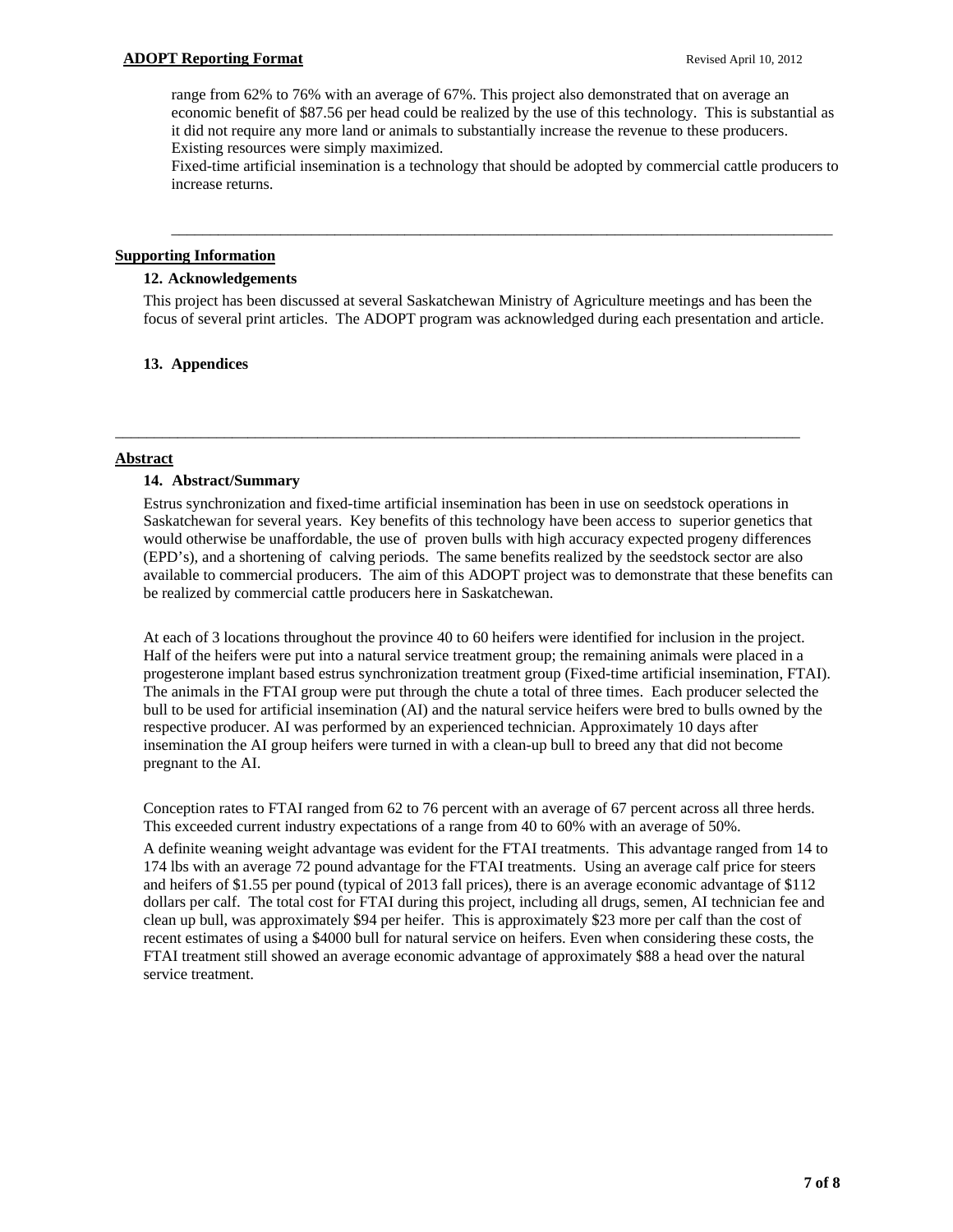range from 62% to 76% with an average of 67%. This project also demonstrated that on average an economic benefit of $87.56 per head could be realized by the use of this technology. This is substantial as it did not require any more land or animals to substantially increase the revenue to these producers. Existing resources were simply maximized.

Fixed-time artificial insemination is a technology that should be adopted by commercial cattle producers to increase returns.

---

## Supporting Information

### 12. Acknowledgements

This project has been discussed at several Saskatchewan Ministry of Agriculture meetings and has been the focus of several print articles. The ADOPT program was acknowledged during each presentation and article.

### 13. Appendices

---

## Abstract

### 14. Abstract/Summary

Estrus synchronization and fixed-time artificial insemination has been in use on seedstock operations in Saskatchewan for several years. Key benefits of this technology have been access to superior genetics that would otherwise be unaffordable, the use of proven bulls with high accuracy expected progeny differences (EPD's), and a shortening of calving periods. The same benefits realized by the seedstock sector are also available to commercial producers. The aim of this ADOPT project was to demonstrate that these benefits can be realized by commercial cattle producers here in Saskatchewan.

At each of 3 locations throughout the province 40 to 60 heifers were identified for inclusion in the project. Half of the heifers were put into a natural service treatment group; the remaining animals were placed in a progesterone implant based estrus synchronization treatment group (Fixed-time artificial insemination, FTAI). The animals in the FTAI group were put through the chute a total of three times. Each producer selected the bull to be used for artificial insemination (AI) and the natural service heifers were bred to bulls owned by the respective producer. AI was performed by an experienced technician. Approximately 10 days after insemination the AI group heifers were turned in with a clean-up bull to breed any that did not become pregnant to the AI.

Conception rates to FTAI ranged from 62 to 76 percent with an average of 67 percent across all three herds. This exceeded current industry expectations of a range from 40 to 60% with an average of 50%.

A definite weaning weight advantage was evident for the FTAI treatments. This advantage ranged from 14 to 174 lbs with an average 72 pound advantage for the FTAI treatments. Using an average calf price for steers and heifers of $1.55 per pound (typical of 2013 fall prices), there is an average economic advantage of $112 dollars per calf. The total cost for FTAI during this project, including all drugs, semen, AI technician fee and clean up bull, was approximately $94 per heifer. This is approximately $23 more per calf than the cost of recent estimates of using a $4000 bull for natural service on heifers. Even when considering these costs, the FTAI treatment still showed an average economic advantage of approximately $88 a head over the natural service treatment.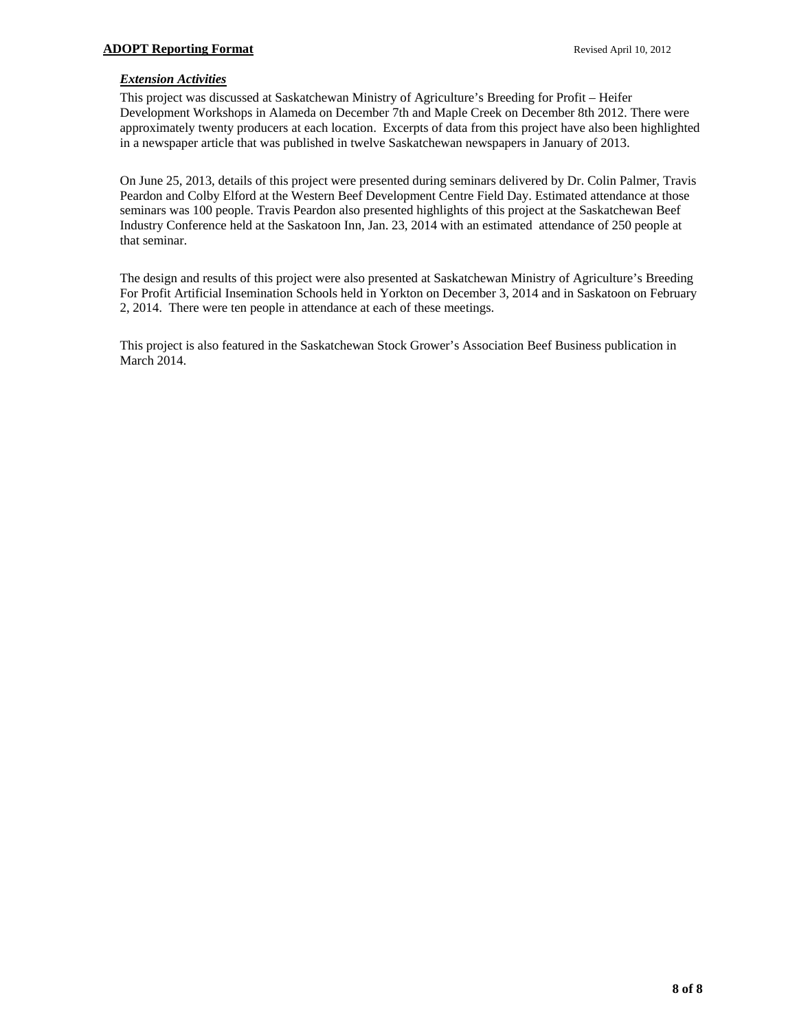***Extension Activities***

This project was discussed at Saskatchewan Ministry of Agriculture's Breeding for Profit – Heifer Development Workshops in Alameda on December 7th and Maple Creek on December 8th 2012. There were approximately twenty producers at each location. Excerpts of data from this project have also been highlighted in a newspaper article that was published in twelve Saskatchewan newspapers in January of 2013.

On June 25, 2013, details of this project were presented during seminars delivered by Dr. Colin Palmer, Travis Peardon and Colby Elford at the Western Beef Development Centre Field Day. Estimated attendance at those seminars was 100 people. Travis Peardon also presented highlights of this project at the Saskatchewan Beef Industry Conference held at the Saskatoon Inn, Jan. 23, 2014 with an estimated attendance of 250 people at that seminar.

The design and results of this project were also presented at Saskatchewan Ministry of Agriculture's Breeding For Profit Artificial Insemination Schools held in Yorkton on December 3, 2014 and in Saskatoon on February 2, 2014. There were ten people in attendance at each of these meetings.

This project is also featured in the Saskatchewan Stock Grower's Association Beef Business publication in March 2014.